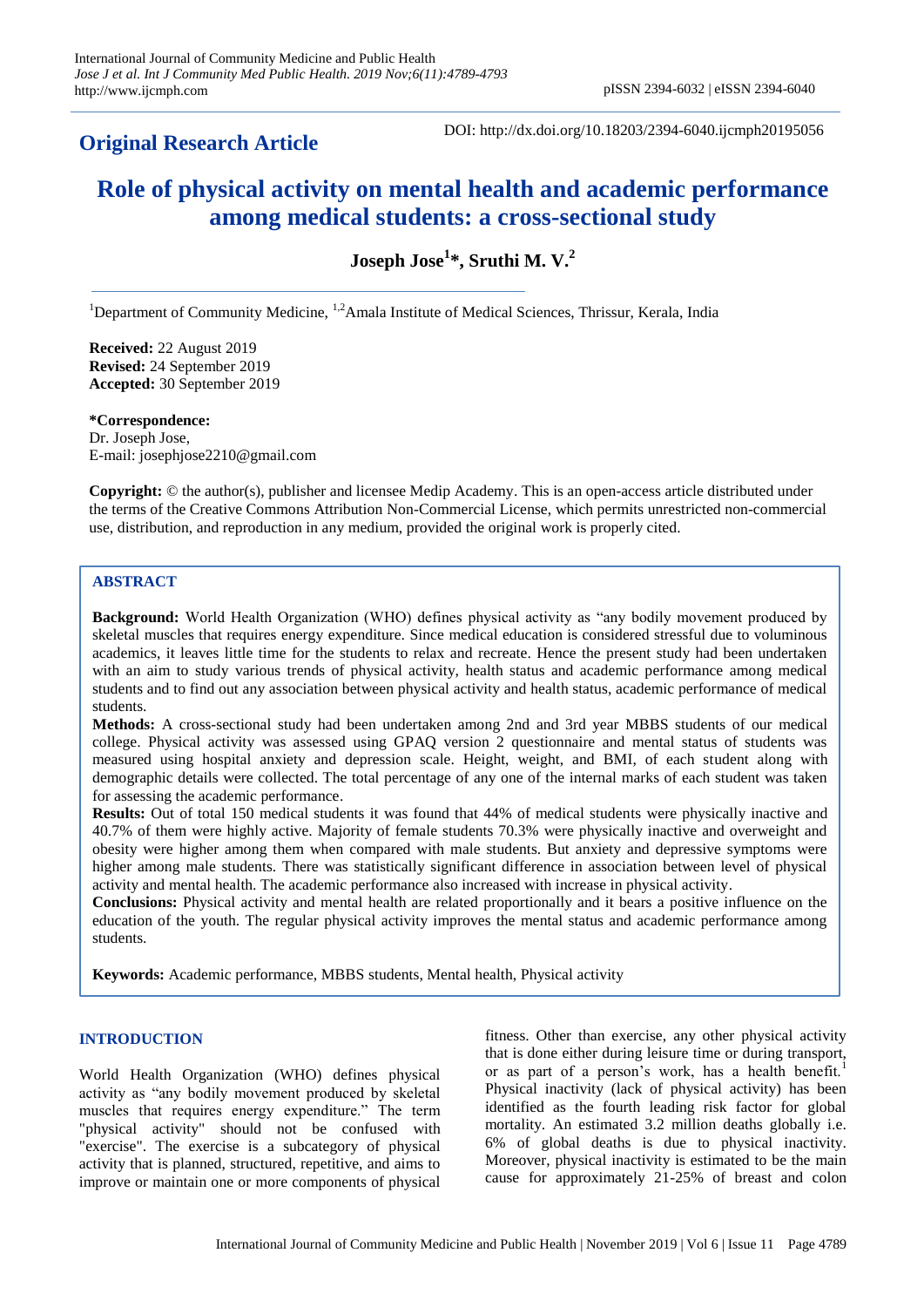**Original Research Article**

DOI: http://dx.doi.org/10.18203/2394-6040.ijcmph20195056

# Role of physical activity on mental health and academic performance among medical students: a cross-sectional study

**Joseph Jose[1]*, Sruthi M. V.[2]**

[1]Department of Community Medicine, [1,2]Amala Institute of Medical Sciences, Thrissur, Kerala, India

**Received:** 22 August 2019
**Revised:** 24 September 2019
**Accepted:** 30 September 2019

***Correspondence:**
Dr. Joseph Jose,
E-mail: josephjose2210@gmail.com

**Copyright:** © the author(s), publisher and licensee Medip Academy. This is an open-access article distributed under the terms of the Creative Commons Attribution Non-Commercial License, which permits unrestricted non-commercial use, distribution, and reproduction in any medium, provided the original work is properly cited.

## ABSTRACT

**Background:** World Health Organization (WHO) defines physical activity as "any bodily movement produced by skeletal muscles that requires energy expenditure. Since medical education is considered stressful due to voluminous academics, it leaves little time for the students to relax and recreate. Hence the present study had been undertaken with an aim to study various trends of physical activity, health status and academic performance among medical students and to find out any association between physical activity and health status, academic performance of medical students.

**Methods:** A cross-sectional study had been undertaken among 2nd and 3rd year MBBS students of our medical college. Physical activity was assessed using GPAQ version 2 questionnaire and mental status of students was measured using hospital anxiety and depression scale. Height, weight, and BMI, of each student along with demographic details were collected. The total percentage of any one of the internal marks of each student was taken for assessing the academic performance.

**Results:** Out of total 150 medical students it was found that 44% of medical students were physically inactive and 40.7% of them were highly active. Majority of female students 70.3% were physically inactive and overweight and obesity were higher among them when compared with male students. But anxiety and depressive symptoms were higher among male students. There was statistically significant difference in association between level of physical activity and mental health. The academic performance also increased with increase in physical activity.

**Conclusions:** Physical activity and mental health are related proportionally and it bears a positive influence on the education of the youth. The regular physical activity improves the mental status and academic performance among students.

**Keywords:** Academic performance, MBBS students, Mental health, Physical activity

## INTRODUCTION

World Health Organization (WHO) defines physical activity as "any bodily movement produced by skeletal muscles that requires energy expenditure." The term "physical activity" should not be confused with "exercise". The exercise is a subcategory of physical activity that is planned, structured, repetitive, and aims to improve or maintain one or more components of physical fitness. Other than exercise, any other physical activity that is done either during leisure time or during transport, or as part of a person's work, has a health benefit.[1] Physical inactivity (lack of physical activity) has been identified as the fourth leading risk factor for global mortality. An estimated 3.2 million deaths globally i.e. 6% of global deaths is due to physical inactivity. Moreover, physical inactivity is estimated to be the main cause for approximately 21-25% of breast and colon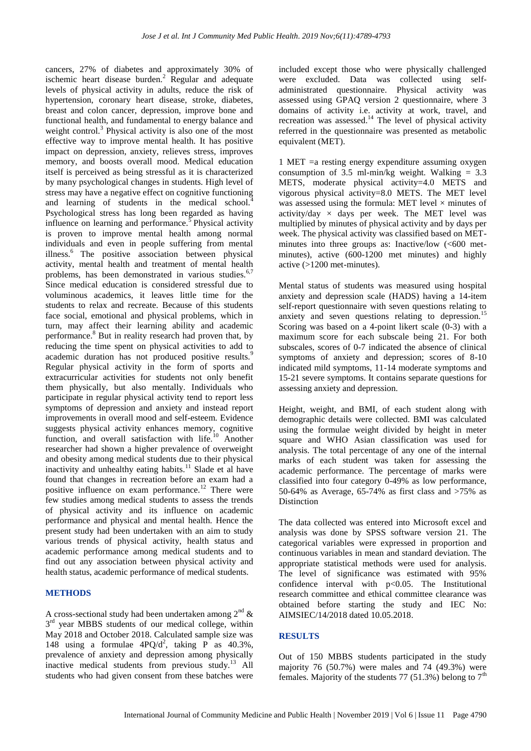cancers, 27% of diabetes and approximately 30% of ischemic heart disease burden.[2] Regular and adequate levels of physical activity in adults, reduce the risk of hypertension, coronary heart disease, stroke, diabetes, breast and colon cancer, depression, improve bone and functional health, and fundamental to energy balance and weight control.[3] Physical activity is also one of the most effective way to improve mental health. It has positive impact on depression, anxiety, relieves stress, improves memory, and boosts overall mood. Medical education itself is perceived as being stressful as it is characterized by many psychological changes in students. High level of stress may have a negative effect on cognitive functioning and learning of students in the medical school.[4] Psychological stress has long been regarded as having influence on learning and performance.[5] Physical activity is proven to improve mental health among normal individuals and even in people suffering from mental illness.[6] The positive association between physical activity, mental health and treatment of mental health problems, has been demonstrated in various studies.[6,7] Since medical education is considered stressful due to voluminous academics, it leaves little time for the students to relax and recreate. Because of this students face social, emotional and physical problems, which in turn, may affect their learning ability and academic performance.[8] But in reality research had proven that, by reducing the time spent on physical activities to add to academic duration has not produced positive results.[9] Regular physical activity in the form of sports and extracurricular activities for students not only benefit them physically, but also mentally. Individuals who participate in regular physical activity tend to report less symptoms of depression and anxiety and instead report improvements in overall mood and self-esteem. Evidence suggests physical activity enhances memory, cognitive function, and overall satisfaction with life.[10] Another researcher had shown a higher prevalence of overweight and obesity among medical students due to their physical inactivity and unhealthy eating habits.[11] Slade et al have found that changes in recreation before an exam had a positive influence on exam performance.[12] There were few studies among medical students to assess the trends of physical activity and its influence on academic performance and physical and mental health. Hence the present study had been undertaken with an aim to study various trends of physical activity, health status and academic performance among medical students and to find out any association between physical activity and health status, academic performance of medical students.

## METHODS

A cross-sectional study had been undertaken among 2[nd] & 3[rd] year MBBS students of our medical college, within May 2018 and October 2018. Calculated sample size was 148 using a formulae $4PQ/d^2$, taking P as 40.3%, prevalence of anxiety and depression among physically inactive medical students from previous study.[13] All students who had given consent from these batches were included except those who were physically challenged were excluded. Data was collected using self-administrated questionnaire. Physical activity was assessed using GPAQ version 2 questionnaire, where 3 domains of activity i.e. activity at work, travel, and recreation was assessed.[14] The level of physical activity referred in the questionnaire was presented as metabolic equivalent (MET).

1 MET =a resting energy expenditure assuming oxygen consumption of 3.5 ml-min/kg weight. Walking = 3.3 METS, moderate physical activity=4.0 METS and vigorous physical activity=8.0 METS. The MET level was assessed using the formula: MET level × minutes of activity/day × days per week. The MET level was multiplied by minutes of physical activity and by days per week. The physical activity was classified based on MET-minutes into three groups as: Inactive/low (<600 met-minutes), active (600-1200 met minutes) and highly active (>1200 met-minutes).

Mental status of students was measured using hospital anxiety and depression scale (HADS) having a 14-item self-report questionnaire with seven questions relating to anxiety and seven questions relating to depression.[15] Scoring was based on a 4-point likert scale (0-3) with a maximum score for each subscale being 21. For both subscales, scores of 0-7 indicated the absence of clinical symptoms of anxiety and depression; scores of 8-10 indicated mild symptoms, 11-14 moderate symptoms and 15-21 severe symptoms. It contains separate questions for assessing anxiety and depression.

Height, weight, and BMI, of each student along with demographic details were collected. BMI was calculated using the formulae weight divided by height in meter square and WHO Asian classification was used for analysis. The total percentage of any one of the internal marks of each student was taken for assessing the academic performance. The percentage of marks were classified into four category 0-49% as low performance, 50-64% as Average, 65-74% as first class and >75% as Distinction

The data collected was entered into Microsoft excel and analysis was done by SPSS software version 21. The categorical variables were expressed in proportion and continuous variables in mean and standard deviation. The appropriate statistical methods were used for analysis. The level of significance was estimated with 95% confidence interval with $p<0.05$. The Institutional research committee and ethical committee clearance was obtained before starting the study and IEC No: AIMSIEC/14/2018 dated 10.05.2018.

## RESULTS

Out of 150 MBBS students participated in the study majority 76 (50.7%) were males and 74 (49.3%) were females. Majority of the students 77 (51.3%) belong to 7[th]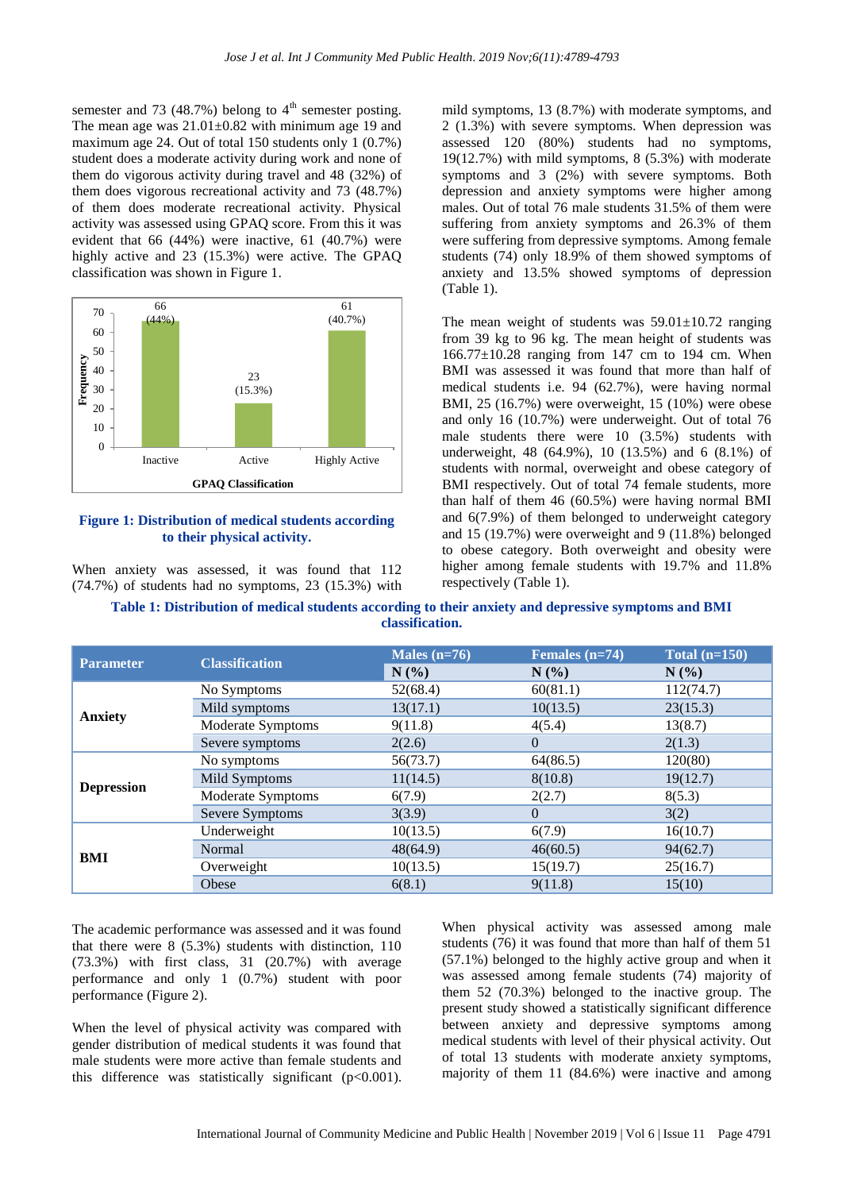semester and 73 (48.7%) belong to 4th semester posting. The mean age was 21.01±0.82 with minimum age 19 and maximum age 24. Out of total 150 students only 1 (0.7%) student does a moderate activity during work and none of them do vigorous activity during travel and 48 (32%) of them does vigorous recreational activity and 73 (48.7%) of them does moderate recreational activity. Physical activity was assessed using GPAQ score. From this it was evident that 66 (44%) were inactive, 61 (40.7%) were highly active and 23 (15.3%) were active. The GPAQ classification was shown in Figure 1.

**Figure 1: Distribution of medical students according to their physical activity.**

When anxiety was assessed, it was found that 112 (74.7%) of students had no symptoms, 23 (15.3%) with mild symptoms, 13 (8.7%) with moderate symptoms, and 2 (1.3%) with severe symptoms. When depression was assessed 120 (80%) students had no symptoms, 19(12.7%) with mild symptoms, 8 (5.3%) with moderate symptoms and 3 (2%) with severe symptoms. Both depression and anxiety symptoms were higher among males. Out of total 76 male students 31.5% of them were suffering from anxiety symptoms and 26.3% of them were suffering from depressive symptoms. Among female students (74) only 18.9% of them showed symptoms of anxiety and 13.5% showed symptoms of depression (Table 1).

The mean weight of students was 59.01±10.72 ranging from 39 kg to 96 kg. The mean height of students was 166.77±10.28 ranging from 147 cm to 194 cm. When BMI was assessed it was found that more than half of medical students i.e. 94 (62.7%), were having normal BMI, 25 (16.7%) were overweight, 15 (10%) were obese and only 16 (10.7%) were underweight. Out of total 76 male students there were 10 (3.5%) students with underweight, 48 (64.9%), 10 (13.5%) and 6 (8.1%) of students with normal, overweight and obese category of BMI respectively. Out of total 74 female students, more than half of them 46 (60.5%) were having normal BMI and 6(7.9%) of them belonged to underweight category and 15 (19.7%) were overweight and 9 (11.8%) belonged to obese category. Both overweight and obesity were higher among female students with 19.7% and 11.8% respectively (Table 1).

**Table 1: Distribution of medical students according to their anxiety and depressive symptoms and BMI classification.**

| Parameter | Classification | Males (n=76) N (%) | Females (n=74) N (%) | Total (n=150) N (%) |
|---|---|---|---|---|
| Anxiety | No Symptoms | 52(68.4) | 60(81.1) | 112(74.7) |
| | Mild symptoms | 13(17.1) | 10(13.5) | 23(15.3) |
| | Moderate Symptoms | 9(11.8) | 4(5.4) | 13(8.7) |
| | Severe symptoms | 2(2.6) | 0 | 2(1.3) |
| Depression | No symptoms | 56(73.7) | 64(86.5) | 120(80) |
| | Mild Symptoms | 11(14.5) | 8(10.8) | 19(12.7) |
| | Moderate Symptoms | 6(7.9) | 2(2.7) | 8(5.3) |
| | Severe Symptoms | 3(3.9) | 0 | 3(2) |
| BMI | Underweight | 10(13.5) | 6(7.9) | 16(10.7) |
| | Normal | 48(64.9) | 46(60.5) | 94(62.7) |
| | Overweight | 10(13.5) | 15(19.7) | 25(16.7) |
| | Obese | 6(8.1) | 9(11.8) | 15(10) |

The academic performance was assessed and it was found that there were 8 (5.3%) students with distinction, 110 (73.3%) with first class, 31 (20.7%) with average performance and only 1 (0.7%) student with poor performance (Figure 2).

When the level of physical activity was compared with gender distribution of medical students it was found that male students were more active than female students and this difference was statistically significant ($p<0.001$). When physical activity was assessed among male students (76) it was found that more than half of them 51 (57.1%) belonged to the highly active group and when it was assessed among female students (74) majority of them 52 (70.3%) belonged to the inactive group. The present study showed a statistically significant difference between anxiety and depressive symptoms among medical students with level of their physical activity. Out of total 13 students with moderate anxiety symptoms, majority of them 11 (84.6%) were inactive and among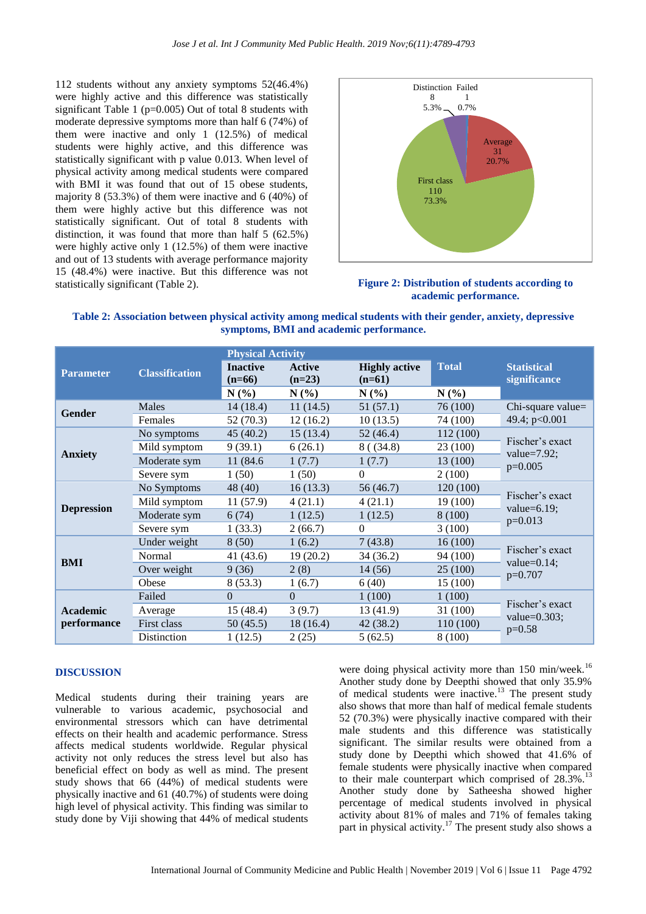112 students without any anxiety symptoms 52(46.4%) were highly active and this difference was statistically significant Table 1 (p=0.005) Out of total 8 students with moderate depressive symptoms more than half 6 (74%) of them were inactive and only 1 (12.5%) of medical students were highly active, and this difference was statistically significant with p value 0.013. When level of physical activity among medical students were compared with BMI it was found that out of 15 obese students, majority 8 (53.3%) of them were inactive and 6 (40%) of them were highly active but this difference was not statistically significant. Out of total 8 students with distinction, it was found that more than half 5 (62.5%) were highly active only 1 (12.5%) of them were inactive and out of 13 students with average performance majority 15 (48.4%) were inactive. But this difference was not statistically significant (Table 2).

Distinction 8 5.3%; Failed 1 0.7%; Average 31 20.7%; First class 110 73.3%

**Figure 2: Distribution of students according to academic performance.**

**Table 2: Association between physical activity among medical students with their gender, anxiety, depressive symptoms, BMI and academic performance.**

| Parameter | Classification | Physical Activity | | | Total | Statistical significance |
|---|---|---|---|---|---|---|
| | | Inactive (n=66) | Active (n=23) | Highly active (n=61) | | |
| | | N (%) | N (%) | N (%) | N (%) | |
| **Gender** | Males | 14 (18.4) | 11 (14.5) | 51 (57.1) | 76 (100) | Chi-square value= 49.4; p<0.001 |
| | Females | 52 (70.3) | 12 (16.2) | 10 (13.5) | 74 (100) | |
| **Anxiety** | No symptoms | 45 (40.2) | 15 (13.4) | 52 (46.4) | 112 (100) | Fischer's exact value=7.92; p=0.005 |
| | Mild symptom | 9 (39.1) | 6 (26.1) | 8 ( (34.8) | 23 (100) | |
| | Moderate sym | 11 (84.6 | 1 (7.7) | 1 (7.7) | 13 (100) | |
| | Severe sym | 1 (50) | 1 (50) | 0 | 2 (100) | |
| **Depression** | No Symptoms | 48 (40) | 16 (13.3) | 56 (46.7) | 120 (100) | Fischer's exact value=6.19; p=0.013 |
| | Mild symptom | 11 (57.9) | 4 (21.1) | 4 (21.1) | 19 (100) | |
| | Moderate sym | 6 (74) | 1 (12.5) | 1 (12.5) | 8 (100) | |
| | Severe sym | 1 (33.3) | 2 (66.7) | 0 | 3 (100) | |
| **BMI** | Under weight | 8 (50) | 1 (6.2) | 7 (43.8) | 16 (100) | Fischer's exact value=0.14; p=0.707 |
| | Normal | 41 (43.6) | 19 (20.2) | 34 (36.2) | 94 (100) | |
| | Over weight | 9 (36) | 2 (8) | 14 (56) | 25 (100) | |
| | Obese | 8 (53.3) | 1 (6.7) | 6 (40) | 15 (100) | |
| **Academic performance** | Failed | 0 | 0 | 1 (100) | 1 (100) | Fischer's exact value=0.303; p=0.58 |
| | Average | 15 (48.4) | 3 (9.7) | 13 (41.9) | 31 (100) | |
| | First class | 50 (45.5) | 18 (16.4) | 42 (38.2) | 110 (100) | |
| | Distinction | 1 (12.5) | 2 (25) | 5 (62.5) | 8 (100) | |

## DISCUSSION

Medical students during their training years are vulnerable to various academic, psychosocial and environmental stressors which can have detrimental effects on their health and academic performance. Stress affects medical students worldwide. Regular physical activity not only reduces the stress level but also has beneficial effect on body as well as mind. The present study shows that 66 (44%) of medical students were physically inactive and 61 (40.7%) of students were doing high level of physical activity. This finding was similar to study done by Viji showing that 44% of medical students were doing physical activity more than 150 min/week.[16] Another study done by Deepthi showed that only 35.9% of medical students were inactive.[13] The present study also shows that more than half of medical female students 52 (70.3%) were physically inactive compared with their male students and this difference was statistically significant. The similar results were obtained from a study done by Deepthi which showed that 41.6% of female students were physically inactive when compared to their male counterpart which comprised of 28.3%.[13] Another study done by Satheesha showed higher percentage of medical students involved in physical activity about 81% of males and 71% of females taking part in physical activity.[17] The present study also shows a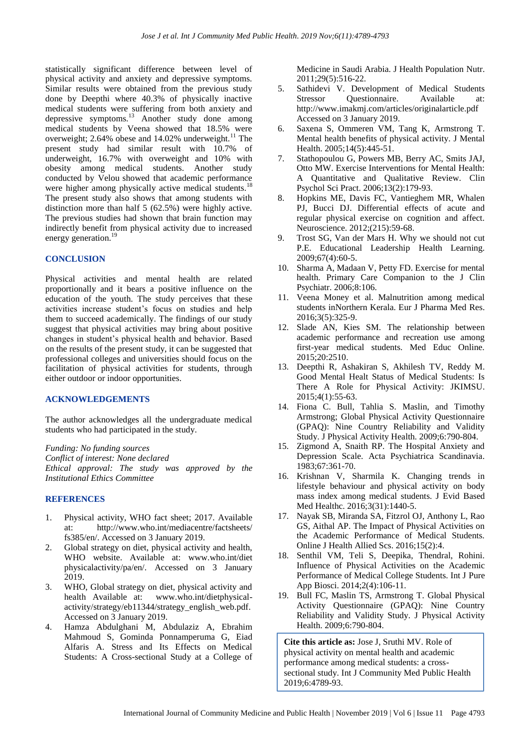statistically significant difference between level of physical activity and anxiety and depressive symptoms. Similar results were obtained from the previous study done by Deepthi where 40.3% of physically inactive medical students were suffering from both anxiety and depressive symptoms.[13] Another study done among medical students by Veena showed that 18.5% were overweight; 2.64% obese and 14.02% underweight.[11] The present study had similar result with 10.7% of underweight, 16.7% with overweight and 10% with obesity among medical students. Another study conducted by Velou showed that academic performance were higher among physically active medical students.[18] The present study also shows that among students with distinction more than half 5 (62.5%) were highly active. The previous studies had shown that brain function may indirectly benefit from physical activity due to increased energy generation.[19]

## CONCLUSION

Physical activities and mental health are related proportionally and it bears a positive influence on the education of the youth. The study perceives that these activities increase student's focus on studies and help them to succeed academically. The findings of our study suggest that physical activities may bring about positive changes in student's physical health and behavior. Based on the results of the present study, it can be suggested that professional colleges and universities should focus on the facilitation of physical activities for students, through either outdoor or indoor opportunities.

## ACKNOWLEDGEMENTS

The author acknowledges all the undergraduate medical students who had participated in the study.

*Funding: No funding sources*
*Conflict of interest: None declared*
*Ethical approval: The study was approved by the Institutional Ethics Committee*

## REFERENCES

1. Physical activity, WHO fact sheet; 2017. Available at: http://www.who.int/mediacentre/factsheets/fs385/en/. Accessed on 3 January 2019.
2. Global strategy on diet, physical activity and health, WHO website. Available at: www.who.int/diet physicalactivity/pa/en/. Accessed on 3 January 2019.
3. WHO, Global strategy on diet, physical activity and health Available at: www.who.int/dietphysical-activity/strategy/eb11344/strategy_english_web.pdf. Accessed on 3 January 2019.
4. Hamza Abdulghani M, Abdulaziz A, Ebrahim Mahmoud S, Gominda Ponnamperuma G, Eiad Alfaris A. Stress and Its Effects on Medical Students: A Cross-sectional Study at a College of Medicine in Saudi Arabia. J Health Population Nutr. 2011;29(5):516-22.
5. Sathidevi V. Development of Medical Students Stressor Questionnaire. Available at: http://www.imakmj.com/articles/originalarticle.pdf Accessed on 3 January 2019.
6. Saxena S, Ommeren VM, Tang K, Armstrong T. Mental health benefits of physical activity. J Mental Health. 2005;14(5):445-51.
7. Stathopoulou G, Powers MB, Berry AC, Smits JAJ, Otto MW. Exercise Interventions for Mental Health: A Quantitative and Qualitative Review. Clin Psychol Sci Pract. 2006;13(2):179-93.
8. Hopkins ME, Davis FC, Vantieghem MR, Whalen PJ, Bucci DJ. Differential effects of acute and regular physical exercise on cognition and affect. Neuroscience. 2012;(215):59-68.
9. Trost SG, Van der Mars H. Why we should not cut P.E. Educational Leadership Health Learning. 2009;67(4):60-5.
10. Sharma A, Madaan V, Petty FD. Exercise for mental health. Primary Care Companion to the J Clin Psychiatr. 2006;8:106.
11. Veena Money et al. Malnutrition among medical students inNorthern Kerala. Eur J Pharma Med Res. 2016;3(5):325-9.
12. Slade AN, Kies SM. The relationship between academic performance and recreation use among first-year medical students. Med Educ Online. 2015;20:2510.
13. Deepthi R, Ashakiran S, Akhilesh TV, Reddy M. Good Mental Healt Status of Medical Students: Is There A Role for Physical Activity: JKIMSU. 2015;4(1):55-63.
14. Fiona C. Bull, Tahlia S. Maslin, and Timothy Armstrong; Global Physical Activity Questionnaire (GPAQ): Nine Country Reliability and Validity Study. J Physical Activity Health. 2009;6:790-804.
15. Zigmond A, Snaith RP. The Hospital Anxiety and Depression Scale. Acta Psychiatrica Scandinavia. 1983;67:361-70.
16. Krishnan V, Sharmila K. Changing trends in lifestyle behaviour and physical activity on body mass index among medical students. J Evid Based Med Healthc. 2016;3(31):1440-5.
17. Nayak SB, Miranda SA, Fitzrol OJ, Anthony L, Rao GS, Aithal AP. The Impact of Physical Activities on the Academic Performance of Medical Students. Online J Health Allied Scs. 2016;15(2):4.
18. Senthil VM, Teli S, Deepika, Thendral, Rohini. Influence of Physical Activities on the Academic Performance of Medical College Students. Int J Pure App Biosci. 2014;2(4):106-11.
19. Bull FC, Maslin TS, Armstrong T. Global Physical Activity Questionnaire (GPAQ): Nine Country Reliability and Validity Study. J Physical Activity Health. 2009;6:790-804.

**Cite this article as:** Jose J, Sruthi MV. Role of physical activity on mental health and academic performance among medical students: a cross-sectional study. Int J Community Med Public Health 2019;6:4789-93.